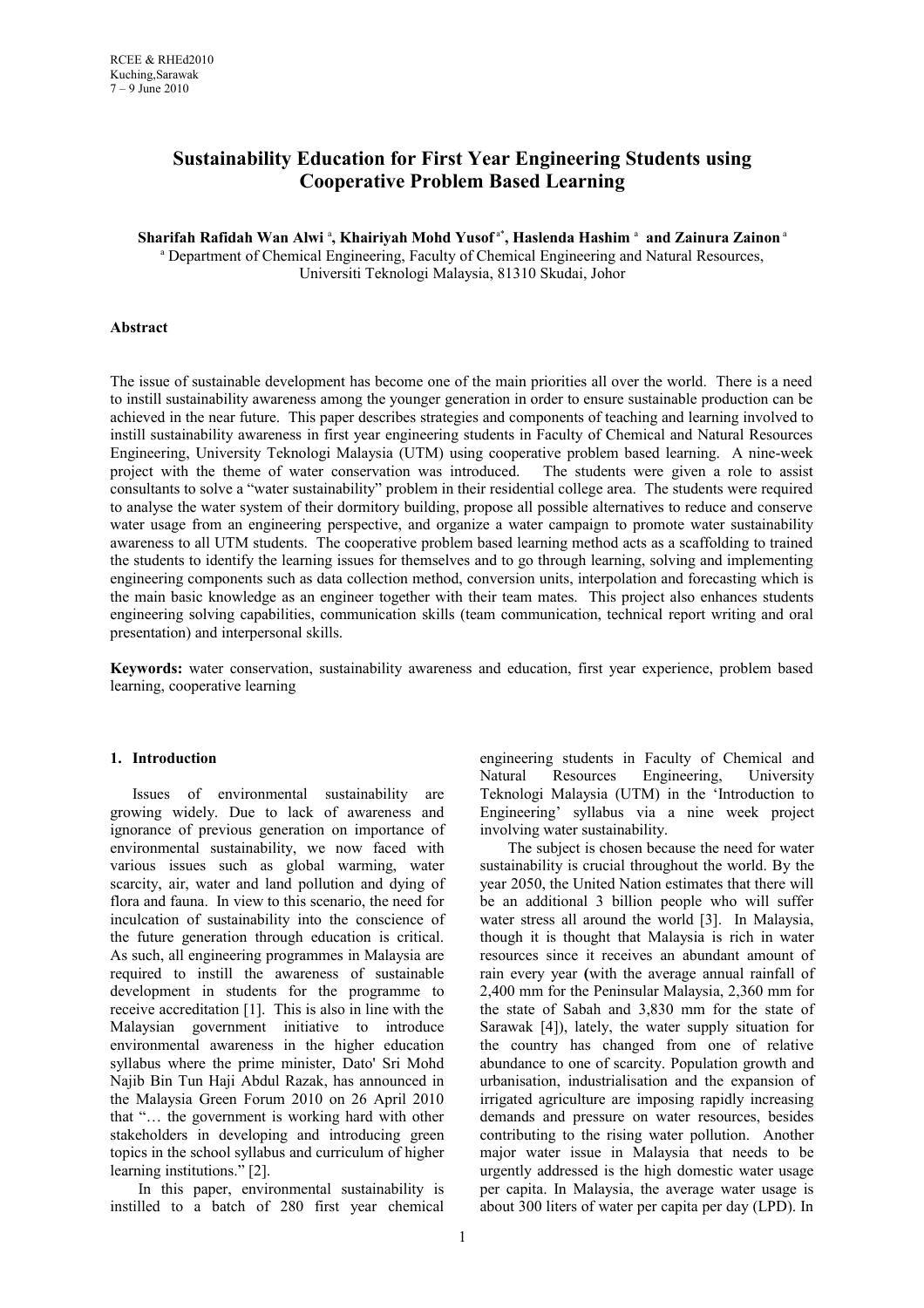# Sustainability Education for First Year Engineering Students using Cooperative Problem Based Learning

**Sharifah Rafidah Wan Alwi [a], Khairiyah Mohd Yusof [a*], Haslenda Hashim [a] and Zainura Zainon [a]**

[a] Department of Chemical Engineering, Faculty of Chemical Engineering and Natural Resources, Universiti Teknologi Malaysia, 81310 Skudai, Johor

**Abstract**

The issue of sustainable development has become one of the main priorities all over the world. There is a need to instill sustainability awareness among the younger generation in order to ensure sustainable production can be achieved in the near future. This paper describes strategies and components of teaching and learning involved to instill sustainability awareness in first year engineering students in Faculty of Chemical and Natural Resources Engineering, University Teknologi Malaysia (UTM) using cooperative problem based learning. A nine-week project with the theme of water conservation was introduced. The students were given a role to assist consultants to solve a "water sustainability" problem in their residential college area. The students were required to analyse the water system of their dormitory building, propose all possible alternatives to reduce and conserve water usage from an engineering perspective, and organize a water campaign to promote water sustainability awareness to all UTM students. The cooperative problem based learning method acts as a scaffolding to trained the students to identify the learning issues for themselves and to go through learning, solving and implementing engineering components such as data collection method, conversion units, interpolation and forecasting which is the main basic knowledge as an engineer together with their team mates. This project also enhances students engineering solving capabilities, communication skills (team communication, technical report writing and oral presentation) and interpersonal skills.

**Keywords:** water conservation, sustainability awareness and education, first year experience, problem based learning, cooperative learning

## 1. Introduction

Issues of environmental sustainability are growing widely. Due to lack of awareness and ignorance of previous generation on importance of environmental sustainability, we now faced with various issues such as global warming, water scarcity, air, water and land pollution and dying of flora and fauna. In view to this scenario, the need for inculcation of sustainability into the conscience of the future generation through education is critical. As such, all engineering programmes in Malaysia are required to instill the awareness of sustainable development in students for the programme to receive accreditation [1]. This is also in line with the Malaysian government initiative to introduce environmental awareness in the higher education syllabus where the prime minister, Dato' Sri Mohd Najib Bin Tun Haji Abdul Razak, has announced in the Malaysia Green Forum 2010 on 26 April 2010 that "… the government is working hard with other stakeholders in developing and introducing green topics in the school syllabus and curriculum of higher learning institutions." [2].

In this paper, environmental sustainability is instilled to a batch of 280 first year chemical engineering students in Faculty of Chemical and Natural Resources Engineering, University Teknologi Malaysia (UTM) in the 'Introduction to Engineering' syllabus via a nine week project involving water sustainability.

The subject is chosen because the need for water sustainability is crucial throughout the world. By the year 2050, the United Nation estimates that there will be an additional 3 billion people who will suffer water stress all around the world [3]. In Malaysia, though it is thought that Malaysia is rich in water resources since it receives an abundant amount of rain every year (with the average annual rainfall of 2,400 mm for the Peninsular Malaysia, 2,360 mm for the state of Sabah and 3,830 mm for the state of Sarawak [4]), lately, the water supply situation for the country has changed from one of relative abundance to one of scarcity. Population growth and urbanisation, industrialisation and the expansion of irrigated agriculture are imposing rapidly increasing demands and pressure on water resources, besides contributing to the rising water pollution. Another major water issue in Malaysia that needs to be urgently addressed is the high domestic water usage per capita. In Malaysia, the average water usage is about 300 liters of water per capita per day (LPD). In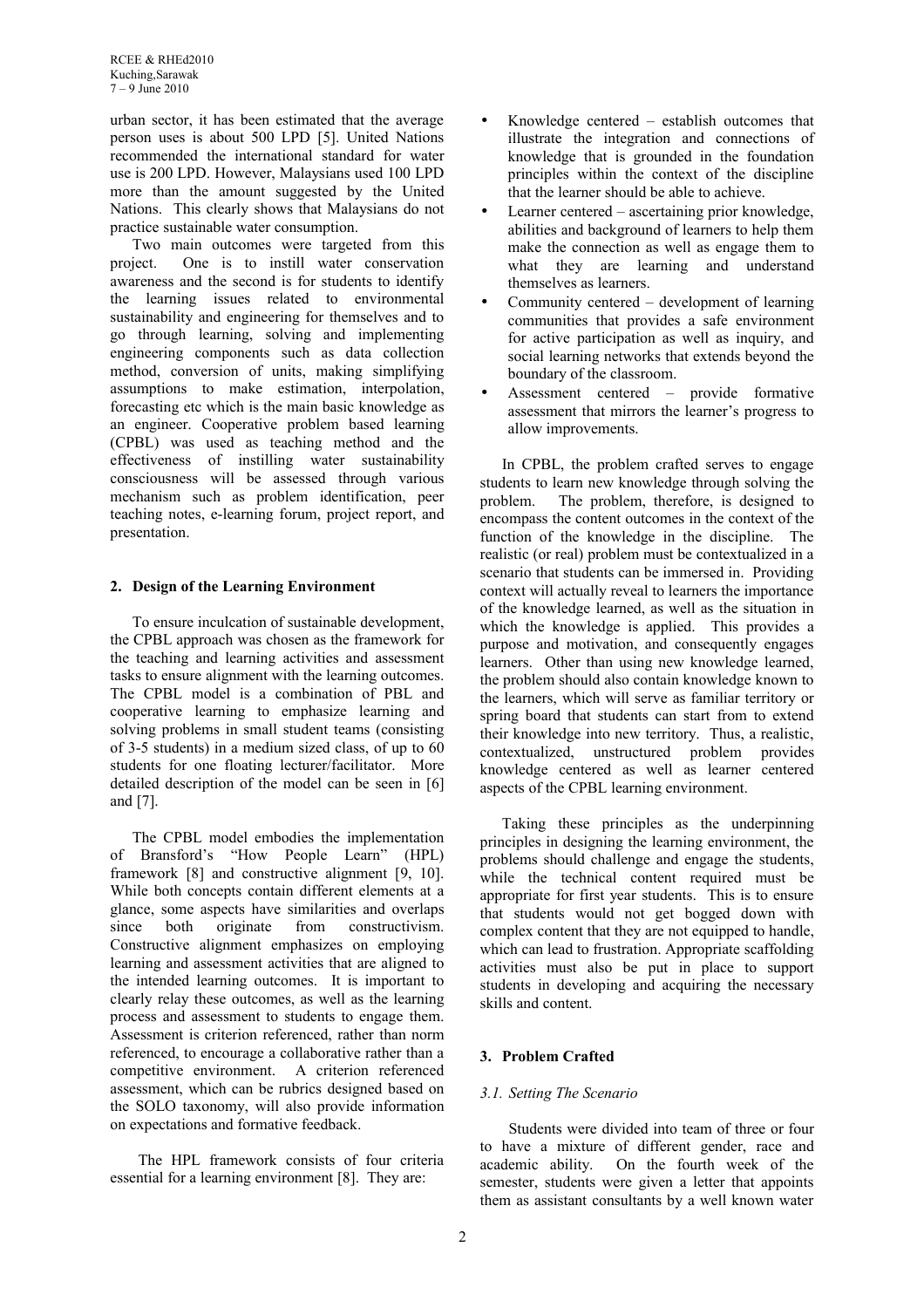urban sector, it has been estimated that the average person uses is about 500 LPD [5]. United Nations recommended the international standard for water use is 200 LPD. However, Malaysians used 100 LPD more than the amount suggested by the United Nations. This clearly shows that Malaysians do not practice sustainable water consumption.

Two main outcomes were targeted from this project. One is to instill water conservation awareness and the second is for students to identify the learning issues related to environmental sustainability and engineering for themselves and to go through learning, solving and implementing engineering components such as data collection method, conversion of units, making simplifying assumptions to make estimation, interpolation, forecasting etc which is the main basic knowledge as an engineer. Cooperative problem based learning (CPBL) was used as teaching method and the effectiveness of instilling water sustainability consciousness will be assessed through various mechanism such as problem identification, peer teaching notes, e-learning forum, project report, and presentation.

## 2. Design of the Learning Environment

To ensure inculcation of sustainable development, the CPBL approach was chosen as the framework for the teaching and learning activities and assessment tasks to ensure alignment with the learning outcomes. The CPBL model is a combination of PBL and cooperative learning to emphasize learning and solving problems in small student teams (consisting of 3-5 students) in a medium sized class, of up to 60 students for one floating lecturer/facilitator. More detailed description of the model can be seen in [6] and [7].

The CPBL model embodies the implementation of Bransford's "How People Learn" (HPL) framework [8] and constructive alignment [9, 10]. While both concepts contain different elements at a glance, some aspects have similarities and overlaps since both originate from constructivism. Constructive alignment emphasizes on employing learning and assessment activities that are aligned to the intended learning outcomes. It is important to clearly relay these outcomes, as well as the learning process and assessment to students to engage them. Assessment is criterion referenced, rather than norm referenced, to encourage a collaborative rather than a competitive environment. A criterion referenced assessment, which can be rubrics designed based on the SOLO taxonomy, will also provide information on expectations and formative feedback.

The HPL framework consists of four criteria essential for a learning environment [8]. They are:

- Knowledge centered – establish outcomes that illustrate the integration and connections of knowledge that is grounded in the foundation principles within the context of the discipline that the learner should be able to achieve.
- Learner centered – ascertaining prior knowledge, abilities and background of learners to help them make the connection as well as engage them to what they are learning and understand themselves as learners.
- Community centered – development of learning communities that provides a safe environment for active participation as well as inquiry, and social learning networks that extends beyond the boundary of the classroom.
- Assessment centered – provide formative assessment that mirrors the learner's progress to allow improvements.

In CPBL, the problem crafted serves to engage students to learn new knowledge through solving the problem. The problem, therefore, is designed to encompass the content outcomes in the context of the function of the knowledge in the discipline. The realistic (or real) problem must be contextualized in a scenario that students can be immersed in. Providing context will actually reveal to learners the importance of the knowledge learned, as well as the situation in which the knowledge is applied. This provides a purpose and motivation, and consequently engages learners. Other than using new knowledge learned, the problem should also contain knowledge known to the learners, which will serve as familiar territory or spring board that students can start from to extend their knowledge into new territory. Thus, a realistic, contextualized, unstructured problem provides knowledge centered as well as learner centered aspects of the CPBL learning environment.

Taking these principles as the underpinning principles in designing the learning environment, the problems should challenge and engage the students, while the technical content required must be appropriate for first year students. This is to ensure that students would not get bogged down with complex content that they are not equipped to handle, which can lead to frustration. Appropriate scaffolding activities must also be put in place to support students in developing and acquiring the necessary skills and content.

## 3. Problem Crafted

### *3.1. Setting The Scenario*

Students were divided into team of three or four to have a mixture of different gender, race and academic ability. On the fourth week of the semester, students were given a letter that appoints them as assistant consultants by a well known water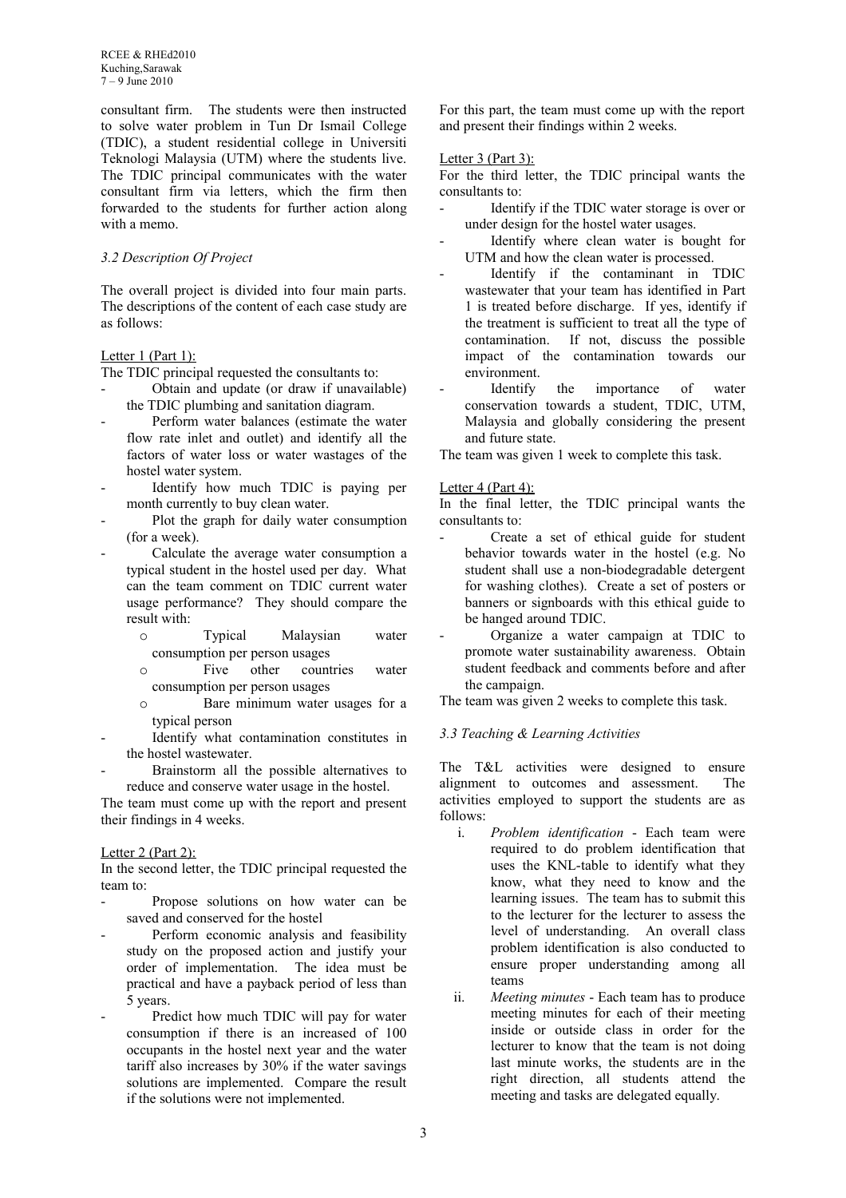consultant firm. The students were then instructed to solve water problem in Tun Dr Ismail College (TDIC), a student residential college in Universiti Teknologi Malaysia (UTM) where the students live. The TDIC principal communicates with the water consultant firm via letters, which the firm then forwarded to the students for further action along with a memo.

### *3.2 Description Of Project*

The overall project is divided into four main parts. The descriptions of the content of each case study are as follows:

Letter 1 (Part 1):

The TDIC principal requested the consultants to:

- Obtain and update (or draw if unavailable) the TDIC plumbing and sanitation diagram.
- Perform water balances (estimate the water flow rate inlet and outlet) and identify all the factors of water loss or water wastages of the hostel water system.
- Identify how much TDIC is paying per month currently to buy clean water.
- Plot the graph for daily water consumption (for a week).
- Calculate the average water consumption a typical student in the hostel used per day. What can the team comment on TDIC current water usage performance? They should compare the result with:
    - Typical Malaysian water consumption per person usages
    - Five other countries water consumption per person usages
    - Bare minimum water usages for a typical person
- Identify what contamination constitutes in the hostel wastewater.
- Brainstorm all the possible alternatives to reduce and conserve water usage in the hostel.

The team must come up with the report and present their findings in 4 weeks.

Letter 2 (Part 2):

In the second letter, the TDIC principal requested the team to:

- Propose solutions on how water can be saved and conserved for the hostel
- Perform economic analysis and feasibility study on the proposed action and justify your order of implementation. The idea must be practical and have a payback period of less than 5 years.
- Predict how much TDIC will pay for water consumption if there is an increased of 100 occupants in the hostel next year and the water tariff also increases by 30% if the water savings solutions are implemented. Compare the result if the solutions were not implemented.

For this part, the team must come up with the report and present their findings within 2 weeks.

Letter 3 (Part 3):

For the third letter, the TDIC principal wants the consultants to:

- Identify if the TDIC water storage is over or under design for the hostel water usages.
- Identify where clean water is bought for UTM and how the clean water is processed.
- Identify if the contaminant in TDIC wastewater that your team has identified in Part 1 is treated before discharge. If yes, identify if the treatment is sufficient to treat all the type of contamination. If not, discuss the possible impact of the contamination towards our environment.
- Identify the importance of water conservation towards a student, TDIC, UTM, Malaysia and globally considering the present and future state.

The team was given 1 week to complete this task.

Letter 4 (Part 4):

In the final letter, the TDIC principal wants the consultants to:

- Create a set of ethical guide for student behavior towards water in the hostel (e.g. No student shall use a non-biodegradable detergent for washing clothes). Create a set of posters or banners or signboards with this ethical guide to be hanged around TDIC.
- Organize a water campaign at TDIC to promote water sustainability awareness. Obtain student feedback and comments before and after the campaign.

The team was given 2 weeks to complete this task.

### *3.3 Teaching & Learning Activities*

The T&L activities were designed to ensure alignment to outcomes and assessment. The activities employed to support the students are as follows:

1. *Problem identification* - Each team were required to do problem identification that uses the KNL-table to identify what they know, what they need to know and the learning issues. The team has to submit this to the lecturer for the lecturer to assess the level of understanding. An overall class problem identification is also conducted to ensure proper understanding among all teams
2. *Meeting minutes* - Each team has to produce meeting minutes for each of their meeting inside or outside class in order for the lecturer to know that the team is not doing last minute works, the students are in the right direction, all students attend the meeting and tasks are delegated equally.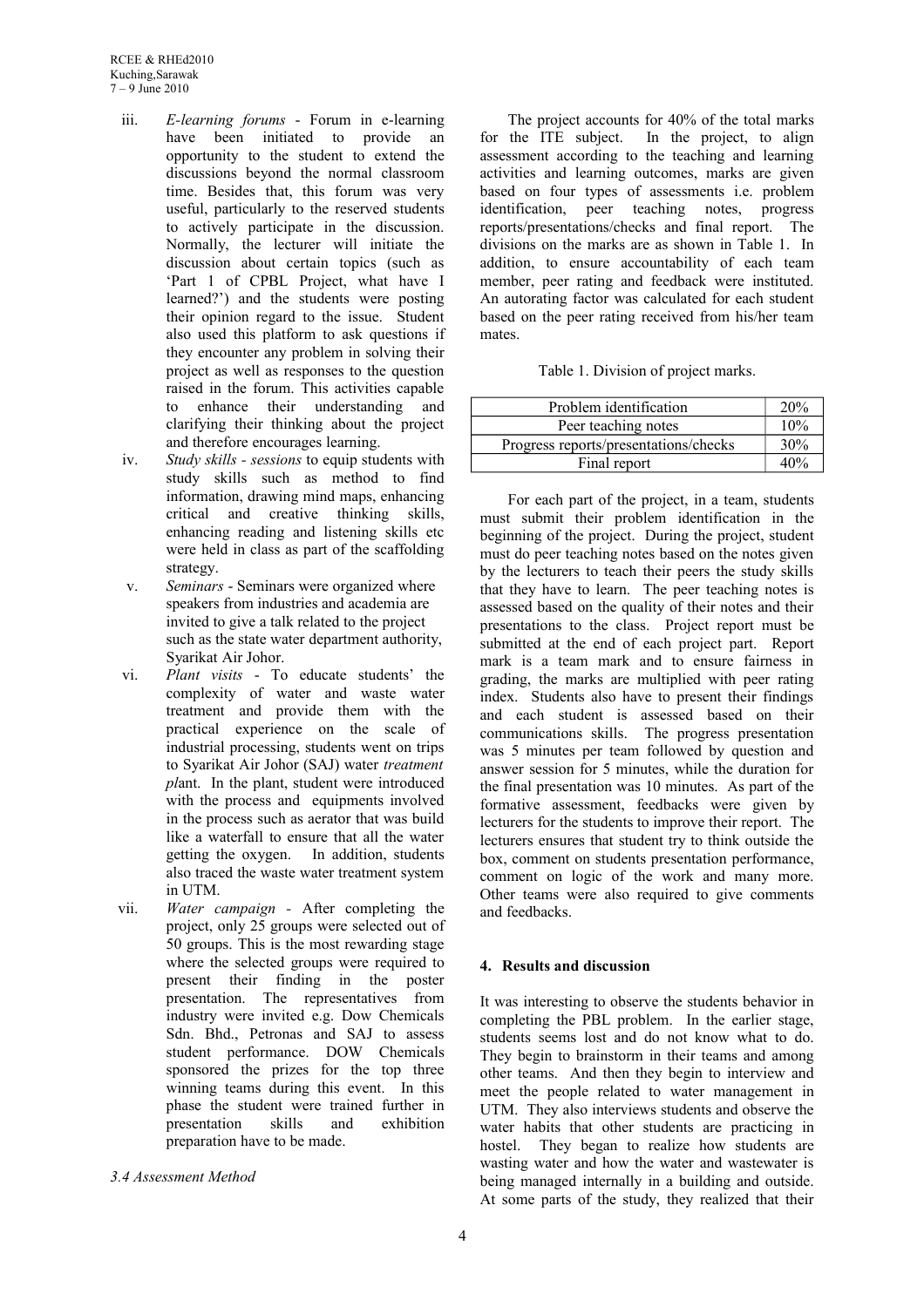iii. *E-learning forums* - Forum in e-learning have been initiated to provide an opportunity to the student to extend the discussions beyond the normal classroom time. Besides that, this forum was very useful, particularly to the reserved students to actively participate in the discussion. Normally, the lecturer will initiate the discussion about certain topics (such as 'Part 1 of CPBL Project, what have I learned?') and the students were posting their opinion regard to the issue. Student also used this platform to ask questions if they encounter any problem in solving their project as well as responses to the question raised in the forum. This activities capable to enhance their understanding and clarifying their thinking about the project and therefore encourages learning.

iv. *Study skills - sessions* to equip students with study skills such as method to find information, drawing mind maps, enhancing critical and creative thinking skills, enhancing reading and listening skills etc were held in class as part of the scaffolding strategy.

v. *Seminars* - Seminars were organized where speakers from industries and academia are invited to give a talk related to the project such as the state water department authority, Syarikat Air Johor.

vi. *Plant visits* - To educate students' the complexity of water and waste water treatment and provide them with the practical experience on the scale of industrial processing, students went on trips to Syarikat Air Johor (SAJ) water *treatment pl*ant. In the plant, student were introduced with the process and equipments involved in the process such as aerator that was build like a waterfall to ensure that all the water getting the oxygen. In addition, students also traced the waste water treatment system in UTM.

vii. *Water campaign* - After completing the project, only 25 groups were selected out of 50 groups. This is the most rewarding stage where the selected groups were required to present their finding in the poster presentation. The representatives from industry were invited e.g. Dow Chemicals Sdn. Bhd., Petronas and SAJ to assess student performance. DOW Chemicals sponsored the prizes for the top three winning teams during this event. In this phase the student were trained further in presentation skills and exhibition preparation have to be made.

### *3.4 Assessment Method*

The project accounts for 40% of the total marks for the ITE subject. In the project, to align assessment according to the teaching and learning activities and learning outcomes, marks are given based on four types of assessments i.e. problem identification, peer teaching notes, progress reports/presentations/checks and final report. The divisions on the marks are as shown in Table 1. In addition, to ensure accountability of each team member, peer rating and feedback were instituted. An autorating factor was calculated for each student based on the peer rating received from his/her team mates.

Table 1. Division of project marks.

| Item | Marks |
|---|---|
| Problem identification | 20% |
| Peer teaching notes | 10% |
| Progress reports/presentations/checks | 30% |
| Final report | 40% |

For each part of the project, in a team, students must submit their problem identification in the beginning of the project. During the project, student must do peer teaching notes based on the notes given by the lecturers to teach their peers the study skills that they have to learn. The peer teaching notes is assessed based on the quality of their notes and their presentations to the class. Project report must be submitted at the end of each project part. Report mark is a team mark and to ensure fairness in grading, the marks are multiplied with peer rating index. Students also have to present their findings and each student is assessed based on their communications skills. The progress presentation was 5 minutes per team followed by question and answer session for 5 minutes, while the duration for the final presentation was 10 minutes. As part of the formative assessment, feedbacks were given by lecturers for the students to improve their report. The lecturers ensures that student try to think outside the box, comment on students presentation performance, comment on logic of the work and many more. Other teams were also required to give comments and feedbacks.

## 4. Results and discussion

It was interesting to observe the students behavior in completing the PBL problem. In the earlier stage, students seems lost and do not know what to do. They begin to brainstorm in their teams and among other teams. And then they begin to interview and meet the people related to water management in UTM. They also interviews students and observe the water habits that other students are practicing in hostel. They began to realize how students are wasting water and how the water and wastewater is being managed internally in a building and outside. At some parts of the study, they realized that their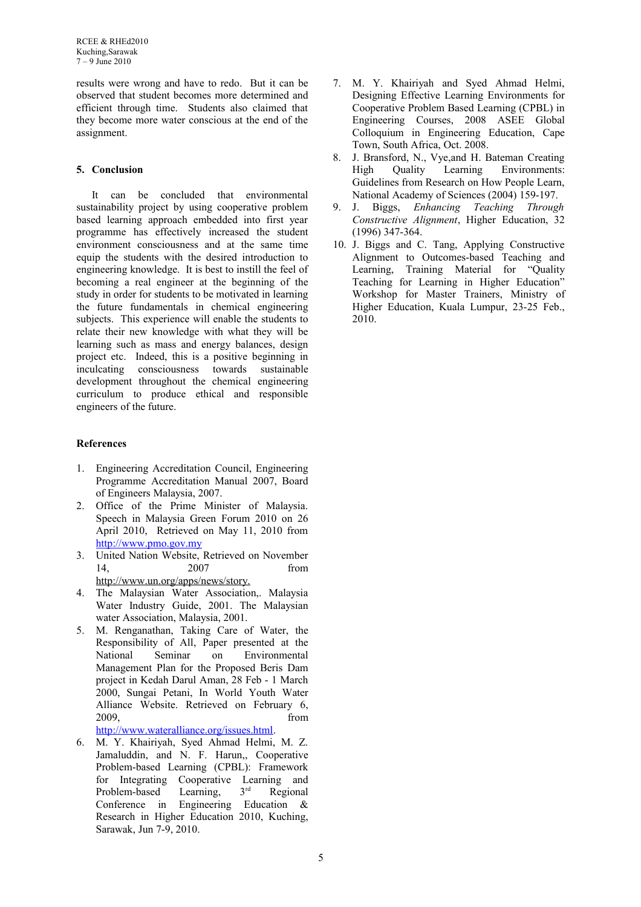results were wrong and have to redo. But it can be observed that student becomes more determined and efficient through time. Students also claimed that they become more water conscious at the end of the assignment.

## 5. Conclusion

It can be concluded that environmental sustainability project by using cooperative problem based learning approach embedded into first year programme has effectively increased the student environment consciousness and at the same time equip the students with the desired introduction to engineering knowledge. It is best to instill the feel of becoming a real engineer at the beginning of the study in order for students to be motivated in learning the future fundamentals in chemical engineering subjects. This experience will enable the students to relate their new knowledge with what they will be learning such as mass and energy balances, design project etc. Indeed, this is a positive beginning in inculcating consciousness towards sustainable development throughout the chemical engineering curriculum to produce ethical and responsible engineers of the future.

## References

1. Engineering Accreditation Council, Engineering Programme Accreditation Manual 2007, Board of Engineers Malaysia, 2007.
2. Office of the Prime Minister of Malaysia. Speech in Malaysia Green Forum 2010 on 26 April 2010, Retrieved on May 11, 2010 from http://www.pmo.gov.my
3. United Nation Website, Retrieved on November 14, 2007 from http://www.un.org/apps/news/story.
4. The Malaysian Water Association,. Malaysia Water Industry Guide, 2001. The Malaysian water Association, Malaysia, 2001.
5. M. Renganathan, Taking Care of Water, the Responsibility of All, Paper presented at the National Seminar on Environmental Management Plan for the Proposed Beris Dam project in Kedah Darul Aman, 28 Feb - 1 March 2000, Sungai Petani, In World Youth Water Alliance Website. Retrieved on February 6, 2009, from http://www.wateralliance.org/issues.html.
6. M. Y. Khairiyah, Syed Ahmad Helmi, M. Z. Jamaluddin, and N. F. Harun,, Cooperative Problem-based Learning (CPBL): Framework for Integrating Cooperative Learning and Problem-based Learning, 3rd Regional Conference in Engineering Education & Research in Higher Education 2010, Kuching, Sarawak, Jun 7-9, 2010.
7. M. Y. Khairiyah and Syed Ahmad Helmi, Designing Effective Learning Environments for Cooperative Problem Based Learning (CPBL) in Engineering Courses, 2008 ASEE Global Colloquium in Engineering Education, Cape Town, South Africa, Oct. 2008.
8. J. Bransford, N., Vye,and H. Bateman Creating High Quality Learning Environments: Guidelines from Research on How People Learn, National Academy of Sciences (2004) 159-197.
9. J. Biggs, *Enhancing Teaching Through Constructive Alignment*, Higher Education, 32 (1996) 347-364.
10. J. Biggs and C. Tang, Applying Constructive Alignment to Outcomes-based Teaching and Learning, Training Material for "Quality Teaching for Learning in Higher Education" Workshop for Master Trainers, Ministry of Higher Education, Kuala Lumpur, 23-25 Feb., 2010.